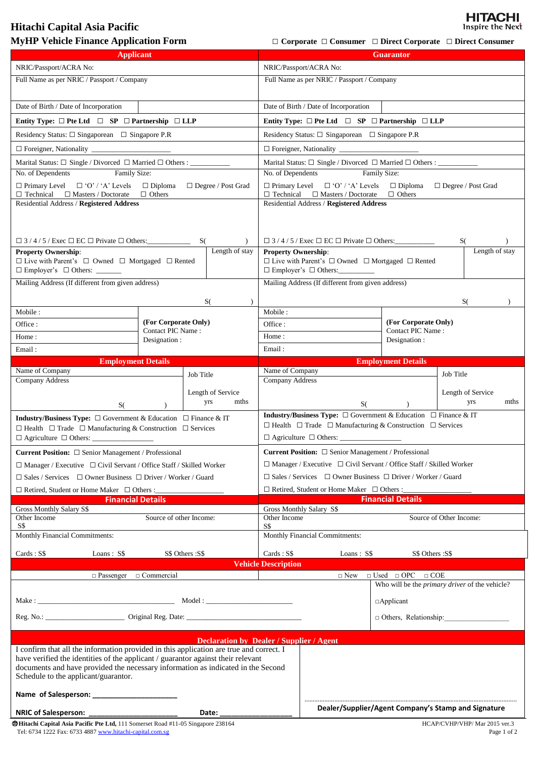# Hitachi Capital Asia Pacific

## MyHP Vehicle Finance Application Form

HITACHI Inspire the Next

☐ Corporate ☐ Consumer ☐ Direct Corporate ☐ Direct Consumer

| Applicant | | Guarantor | |
|---|---|---|---|
| NRIC/Passport/ACRA No: | | NRIC/Passport/ACRA No: | |
| Full Name as per NRIC / Passport / Company | | Full Name as per NRIC / Passport / Company | |
| Date of Birth / Date of Incorporation | | Date of Birth / Date of Incorporation | |
| **Entity Type:** ☐ **Pte Ltd** ☐ **SP** ☐ **Partnership** ☐ **LLP** | | **Entity Type:** ☐ **Pte Ltd** ☐ **SP** ☐ **Partnership** ☐ **LLP** | |
| Residency Status: ☐ Singaporean ☐ Singapore P.R | | Residency Status: ☐ Singaporean ☐ Singapore P.R | |
| ☐ Foreigner, Nationality ____________________ | | ☐ Foreigner, Nationality ____________________ | |
| Marital Status: ☐ Single / Divorced ☐ Married ☐ Others : __________ | | Marital Status: ☐ Single / Divorced ☐ Married ☐ Others : __________ | |
| No. of Dependents | Family Size: | No. of Dependents | Family Size: |
| ☐ Primary Level ☐ 'O' / 'A' Levels ☐ Diploma ☐ Degree / Post Grad ☐ Technical ☐ Masters / Doctorate ☐ Others | | ☐ Primary Level ☐ 'O' / 'A' Levels ☐ Diploma ☐ Degree / Post Grad ☐ Technical ☐ Masters / Doctorate ☐ Others | |
| Residential Address / **Registered Address** | | Residential Address / **Registered Address** | |
| ☐ 3 / 4 / 5 / Exec ☐ EC ☐ Private ☐ Others:____________ S( ) | | ☐ 3 / 4 / 5 / Exec ☐ EC ☐ Private ☐ Others:____________ S( ) | |
| **Property Ownership**: ☐ Live with Parent's ☐ Owned ☐ Mortgaged ☐ Rented ☐ Employer's ☐ Others: _______ | Length of stay | **Property Ownership**: ☐ Live with Parent's ☐ Owned ☐ Mortgaged ☐ Rented ☐ Employer's ☐ Others:_________ | Length of stay |
| Mailing Address (If different from given address) S( ) | | Mailing Address (If different from given address) S( ) | |
| Mobile : | **(For Corporate Only)** Contact PIC Name : Designation : | Mobile : | **(For Corporate Only)** Contact PIC Name : Designation : |
| Office : | | Office : | |
| Home : | | Home : | |
| Email : | | Email : | |

| Employment Details | | Employment Details | |
|---|---|---|---|
| Name of Company | Job Title | Name of Company | Job Title |
| Company Address S( ) | Length of Service yrs mths | Company Address S( ) | Length of Service yrs mths |
| **Industry/Business Type:** ☐ Government & Education ☐ Finance & IT ☐ Health ☐ Trade ☐ Manufacturing & Construction ☐ Services ☐ Agriculture ☐ Others: __________ | | **Industry/Business Type:** ☐ Government & Education ☐ Finance & IT ☐ Health ☐ Trade ☐ Manufacturing & Construction ☐ Services ☐ Agriculture ☐ Others: __________ | |
| **Current Position:** ☐ Senior Management / Professional ☐ Manager / Executive ☐ Civil Servant / Office Staff / Skilled Worker ☐ Sales / Services ☐ Owner Business ☐ Driver / Worker / Guard ☐ Retired, Student or Home Maker ☐ Others :__________ | | **Current Position:** ☐ Senior Management / Professional ☐ Manager / Executive ☐ Civil Servant / Office Staff / Skilled Worker ☐ Sales / Services ☐ Owner Business ☐ Driver / Worker / Guard ☐ Retired, Student or Home Maker ☐ Others :__________ | |

| Financial Details | | Financial Details | |
|---|---|---|---|
| Gross Monthly Salary S$ | | Gross Monthly Salary S$ | |
| Other Income S$ | Source of other Income: | Other Income S$ | Source of Other Income: |
| Monthly Financial Commitments: Cards : S$ Loans : S$ S$ Others :S$ | | Monthly Financial Commitments: Cards : S$ Loans : S$ S$ Others :S$ | |

**Vehicle Description**

□ Passenger □ Commercial □ New □ Used □ OPC □ COE

Make : ______________________ Model : ______________________

Reg. No.: ________________ Original Reg. Date: ______________________

Who will be the *primary driver* of the vehicle?

□Applicant

□ Others, Relationship:__________________

**Declaration by Dealer / Supplier / Agent**

I confirm that all the information provided in this application are true and correct. I have verified the identities of the applicant / guarantor against their relevant documents and have provided the necessary information as indicated in the Second Schedule to the applicant/guarantor.

**Name of Salesperson:** ____________________

**NRIC of Salesperson:** ____________________ **Date:** __________________

**Dealer/Supplier/Agent Company's Stamp and Signature**

**Hitachi Capital Asia Pacific Pte Ltd,** 111 Somerset Road #11-05 Singapore 238164
Tel: 6734 1222 Fax: 6733 4887 www.hitachi-capital.com.sg

HCAP/CVHP/VHP/ Mar 2015 ver.3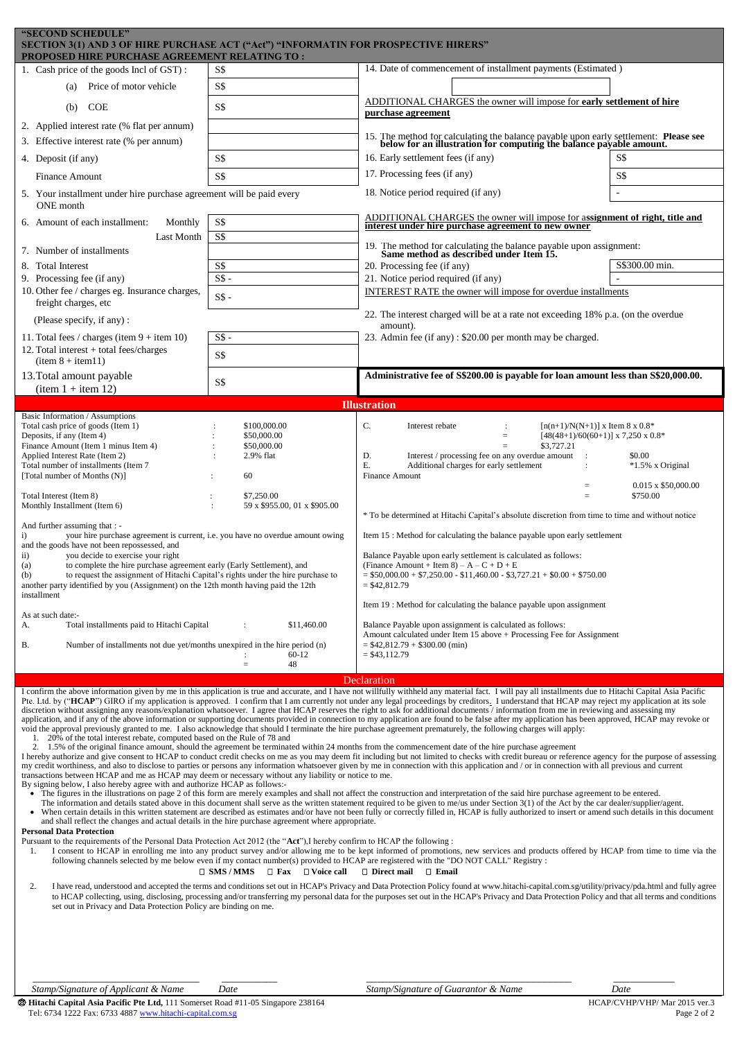## "SECOND SCHEDULE"

## SECTION 3(1) AND 3 OF HIRE PURCHASE ACT ("Act") "INFORMATIN FOR PROSPECTIVE HIRERS"

### PROPOSED HIRE PURCHASE AGREEMENT RELATING TO :

| | |
|---|---|
| 1. Cash price of the goods Incl of GST) : | S$ |
| (a) Price of motor vehicle | S$ |
| (b) COE | S$ |
| 2. Applied interest rate (% flat per annum) | |
| 3. Effective interest rate (% per annum) | |
| 4. Deposit (if any) | S$ |
| Finance Amount | S$ |
| 5. Your installment under hire purchase agreement will be paid every ONE month | |
| 6. Amount of each installment: Monthly | S$ |
| Last Month | S$ |
| 7. Number of installments | |
| 8. Total Interest | S$ |
| 9. Processing fee (if any) | S$ - |
| 10. Other fee / charges eg. Insurance charges, freight charges, etc | S$ - |
| (Please specify, if any) : | |
| 11. Total fees / charges (item 9 + item 10) | S$ - |
| 12. Total interest + total fees/charges (item 8 + item11) | S$ |
| 13.Total amount payable (item 1 + item 12) | S$ |

14. Date of commencement of installment payments (Estimated )

ADDITIONAL CHARGES the owner will impose for **early settlement of hire purchase agreement**

15. The method for calculating the balance payable upon early settlement: **Please see below for an illustration for computing the balance payable amount.**

| | |
|---|---|
| 16. Early settlement fees (if any) | S$ |
| 17. Processing fees (if any) | S$ |
| 18. Notice period required (if any) | - |

ADDITIONAL CHARGES the owner will impose for a**ssignment of right, title and interest under hire purchase agreement to new owner**

19. The method for calculating the balance payable upon assignment: **Same method as described under Item 15.**

| | |
|---|---|
| 20. Processing fee (if any) | S$300.00 min. |
| 21. Notice period required (if any) | - |

INTEREST RATE the owner will impose for overdue installments

22. The interest charged will be at a rate not exceeding 18% p.a. (on the overdue amount).

23. Admin fee (if any) : $20.00 per month may be charged.

**Administrative fee of S$200.00 is payable for loan amount less than S$20,000.00.**

## Illustration

Basic Information / Assumptions

| | | |
|---|---|---|
| Total cash price of goods (Item 1) | : | $100,000.00 |
| Deposits, if any (Item 4) | : | $50,000.00 |
| Finance Amount (Item 1 minus Item 4) | : | $50,000.00 |
| Applied Interest Rate (Item 2) | : | 2.9% flat |
| Total number of installments (Item 7 [Total number of Months (N)] | : | 60 |
| Total Interest (Item 8) | : | $7,250.00 |
| Monthly Installment (Item 6) | : | 59 x $955.00, 01 x $905.00 |

And further assuming that : -

i) your hire purchase agreement is current, i.e. you have no overdue amount owing and the goods have not been repossessed, and

ii) you decide to exercise your right
(a) to complete the hire purchase agreement early (Early Settlement), and
(b) to request the assignment of Hitachi Capital's rights under the hire purchase to another party identified by you (Assignment) on the 12th month having paid the 12th installment

As at such date:-

A. Total installments paid to Hitachi Capital : $11,460.00

B. Number of installments not due yet/months unexpired in the hire period (n) : 60-12 = 48

C. Interest rebate : $[n(n+1)/N(N+1)] \times$ Item 8 x 0.8* = $[48(48+1)/60(60+1)] \times 7{,}250 \times 0.8$* = $3,727.21

D. Interest / processing fee on any overdue amount : $0.00

E. Additional charges for early settlement : *1.5% x Original Finance Amount = 0.015 x $50,000.00 = $750.00

* To be determined at Hitachi Capital's absolute discretion from time to time and without notice

Item 15 : Method for calculating the balance payable upon early settlement

Balance Payable upon early settlement is calculated as follows:
(Finance Amount + Item 8) – A – C + D + E
= $50,000.00 + $7,250.00 - $11,460.00 - $3,727.21 + $0.00 + $750.00
= $42,812.79

Item 19 : Method for calculating the balance payable upon assignment

Balance Payable upon assignment is calculated as follows:
Amount calculated under Item 15 above + Processing Fee for Assignment
= $42,812.79 + $300.00 (min)
= $43,112.79

## Declaration

I confirm the above information given by me in this application is true and accurate, and I have not willfully withheld any material fact. I will pay all installments due to Hitachi Capital Asia Pacific Pte. Ltd. by ("**HCAP**") GIRO if my application is approved. I confirm that I am currently not under any legal proceedings by creditors. I understand that HCAP may reject my application at its sole discretion without assigning any reasons/explanation whatsoever. I agree that HCAP reserves the right to ask for additional documents / information from me in reviewing and assessing my application, and if any of the above information or supporting documents provided in connection to my application are found to be false after my application has been approved, HCAP may revoke or void the approval previously granted to me. I also acknowledge that should I terminate the hire purchase agreement prematurely, the following charges will apply:

1. 20% of the total interest rebate, computed based on the Rule of 78 and
2. 1.5% of the original finance amount, should the agreement be terminated within 24 months from the commencement date of the hire purchase agreement

I hereby authorize and give consent to HCAP to conduct credit checks on me as you may deem fit including but not limited to checks with credit bureau or reference agency for the purpose of assessing my credit worthiness, and also to disclose to parties or persons any information whatsoever given by me in connection with this application and / or in connection with all previous and current transactions between HCAP and me as HCAP may deem or necessary without any liability or notice to me.

By signing below, I also hereby agree with and authorize HCAP as follows:-

- The figures in the illustrations on page 2 of this form are merely examples and shall not affect the construction and interpretation of the said hire purchase agreement to be entered.
  The information and details stated above in this document shall serve as the written statement required to be given to me/us under Section 3(1) of the Act by the car dealer/supplier/agent.
- When certain details in this written statement are described as estimates and/or have not been fully or correctly filled in, HCAP is fully authorized to insert or amend such details in this document and shall reflect the changes and actual details in the hire purchase agreement where appropriate.

**Personal Data Protection**

Pursuant to the requirements of the Personal Data Protection Act 2012 (the "**Act**"),I hereby confirm to HCAP the following :

1. I consent to HCAP in enrolling me into any product survey and/or allowing me to be kept informed of promotions, new services and products offered by HCAP from time to time via the following channels selected by me below even if my contact number(s) provided to HCAP are registered with the "DO NOT CALL" Registry :

   ☐ **SMS / MMS** ☐ **Fax** ☐ **Voice call** ☐ **Direct mail** ☐ **Email**

2. I have read, understood and accepted the terms and conditions set out in HCAP's Privacy and Data Protection Policy found at www.hitachi-capital.com.sg/utility/privacy/pda.html and fully agree to HCAP collecting, using, disclosing, processing and/or transferring my personal data for the purposes set out in the HCAP's Privacy and Data Protection Policy and that all terms and conditions set out in Privacy and Data Protection Policy are binding on me.

| | | | |
|---|---|---|---|
| *Stamp/Signature of Applicant & Name* | *Date* | *Stamp/Signature of Guarantor & Name* | *Date* |

**Hitachi Capital Asia Pacific Pte Ltd,** 111 Somerset Road #11-05 Singapore 238164
Tel: 6734 1222 Fax: 6733 4887 www.hitachi-capital.com.sg

HCAP/CVHP/VHP/ Mar 2015 ver.3